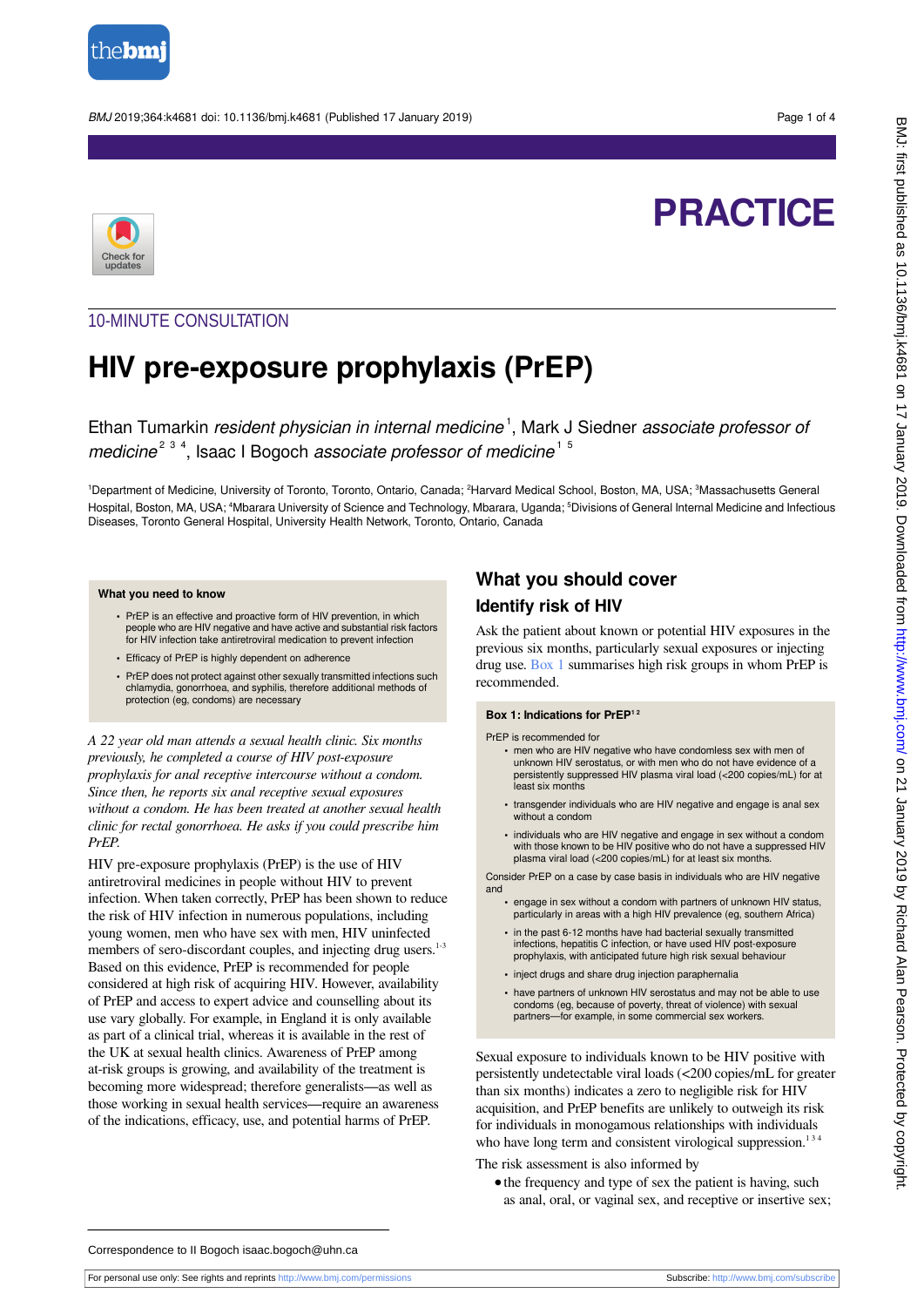# PRACTICE

10-MINUTE CONSULTATION

# HIV pre-exposure prophylaxis (PrEP)

Ethan Tumarkin *resident physician in internal medicine*[1], Mark J Siedner *associate professor of medicine*[2 3 4], Isaac I Bogoch *associate professor of medicine*[1 5]

[1]Department of Medicine, University of Toronto, Toronto, Ontario, Canada; [2]Harvard Medical School, Boston, MA, USA; [3]Massachusetts General Hospital, Boston, MA, USA; [4]Mbarara University of Science and Technology, Mbarara, Uganda; [5]Divisions of General Internal Medicine and Infectious Diseases, Toronto General Hospital, University Health Network, Toronto, Ontario, Canada

**What you need to know**

- PrEP is an effective and proactive form of HIV prevention, in which people who are HIV negative and have active and substantial risk factors for HIV infection take antiretroviral medication to prevent infection
- Efficacy of PrEP is highly dependent on adherence
- PrEP does not protect against other sexually transmitted infections such chlamydia, gonorrhoea, and syphilis, therefore additional methods of protection (eg, condoms) are necessary

*A 22 year old man attends a sexual health clinic. Six months previously, he completed a course of HIV post-exposure prophylaxis for anal receptive intercourse without a condom. Since then, he reports six anal receptive sexual exposures without a condom. He has been treated at another sexual health clinic for rectal gonorrhoea. He asks if you could prescribe him PrEP.*

HIV pre-exposure prophylaxis (PrEP) is the use of HIV antiretroviral medicines in people without HIV to prevent infection. When taken correctly, PrEP has been shown to reduce the risk of HIV infection in numerous populations, including young women, men who have sex with men, HIV uninfected members of sero-discordant couples, and injecting drug users.[1-3] Based on this evidence, PrEP is recommended for people considered at high risk of acquiring HIV. However, availability of PrEP and access to expert advice and counselling about its use vary globally. For example, in England it is only available as part of a clinical trial, whereas it is available in the rest of the UK at sexual health clinics. Awareness of PrEP among at-risk groups is growing, and availability of the treatment is becoming more widespread; therefore generalists—as well as those working in sexual health services—require an awareness of the indications, efficacy, use, and potential harms of PrEP.

## What you should cover

### Identify risk of HIV

Ask the patient about known or potential HIV exposures in the previous six months, particularly sexual exposures or injecting drug use. Box 1 summarises high risk groups in whom PrEP is recommended.

**Box 1: Indications for PrEP**[1 2]

PrEP is recommended for

- men who are HIV negative who have condomless sex with men of unknown HIV serostatus, or with men who do not have evidence of a persistently suppressed HIV plasma viral load (<200 copies/mL) for at least six months
- transgender individuals who are HIV negative and engage is anal sex without a condom
- individuals who are HIV negative and engage in sex without a condom with those known to be HIV positive who do not have a suppressed HIV plasma viral load (<200 copies/mL) for at least six months.

Consider PrEP on a case by case basis in individuals who are HIV negative and

- engage in sex without a condom with partners of unknown HIV status, particularly in areas with a high HIV prevalence (eg, southern Africa)
- in the past 6-12 months have had bacterial sexually transmitted infections, hepatitis C infection, or have used HIV post-exposure prophylaxis, with anticipated future high risk sexual behaviour
- inject drugs and share drug injection paraphernalia
- have partners of unknown HIV serostatus and may not be able to use condoms (eg, because of poverty, threat of violence) with sexual partners—for example, in some commercial sex workers.

Sexual exposure to individuals known to be HIV positive with persistently undetectable viral loads (<200 copies/mL for greater than six months) indicates a zero to negligible risk for HIV acquisition, and PrEP benefits are unlikely to outweigh its risk for individuals in monogamous relationships with individuals who have long term and consistent virological suppression.[1 3 4]

The risk assessment is also informed by

- the frequency and type of sex the patient is having, such as anal, oral, or vaginal sex, and receptive or insertive sex;

Correspondence to II Bogoch isaac.bogoch@uhn.ca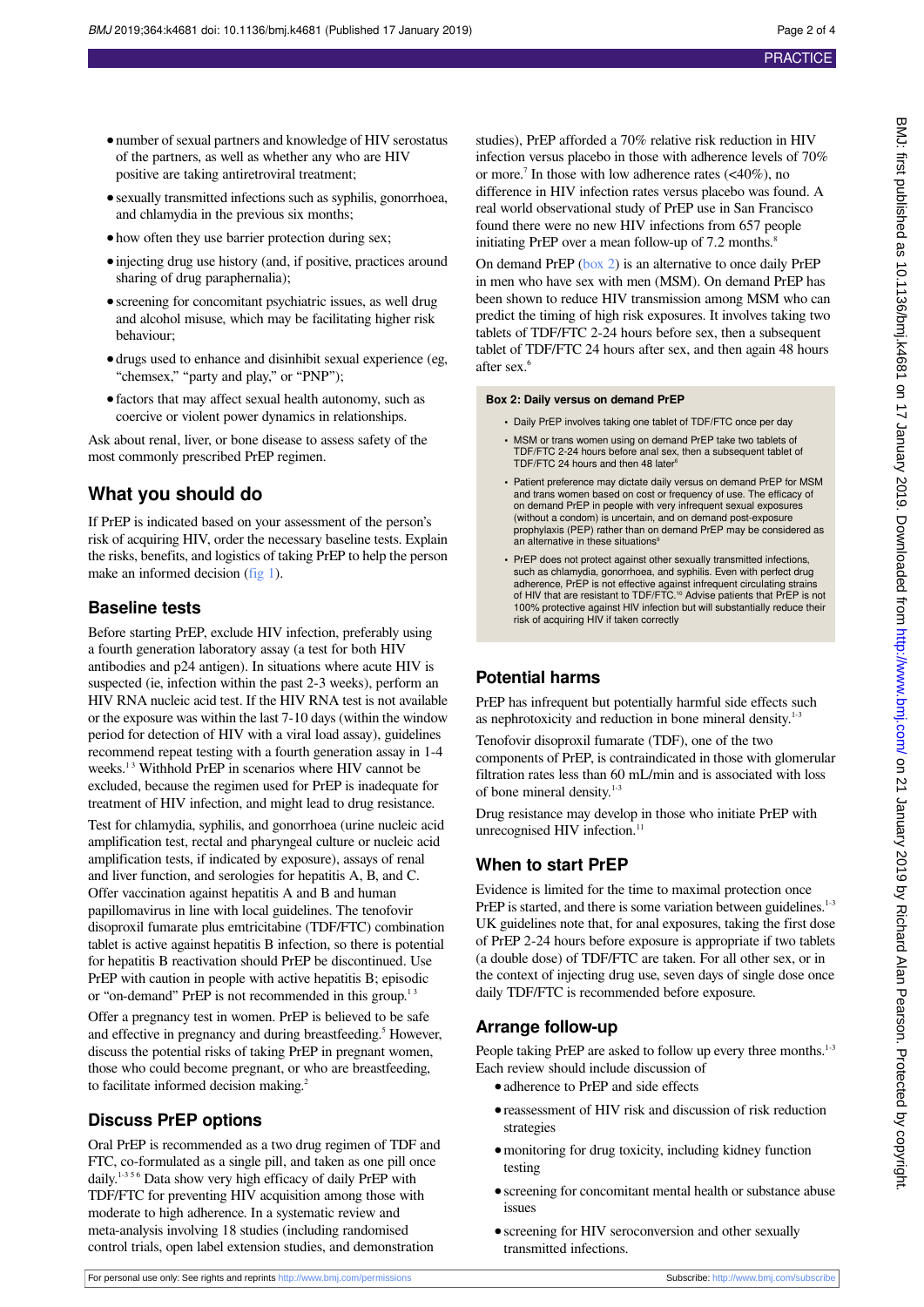- number of sexual partners and knowledge of HIV serostatus of the partners, as well as whether any who are HIV positive are taking antiretroviral treatment;
- sexually transmitted infections such as syphilis, gonorrhoea, and chlamydia in the previous six months;
- how often they use barrier protection during sex;
- injecting drug use history (and, if positive, practices around sharing of drug paraphernalia);
- screening for concomitant psychiatric issues, as well drug and alcohol misuse, which may be facilitating higher risk behaviour;
- drugs used to enhance and disinhibit sexual experience (eg, "chemsex," "party and play," or "PNP");
- factors that may affect sexual health autonomy, such as coercive or violent power dynamics in relationships.

Ask about renal, liver, or bone disease to assess safety of the most commonly prescribed PrEP regimen.

## What you should do

If PrEP is indicated based on your assessment of the person's risk of acquiring HIV, order the necessary baseline tests. Explain the risks, benefits, and logistics of taking PrEP to help the person make an informed decision (fig 1).

### Baseline tests

Before starting PrEP, exclude HIV infection, preferably using a fourth generation laboratory assay (a test for both HIV antibodies and p24 antigen). In situations where acute HIV is suspected (ie, infection within the past 2-3 weeks), perform an HIV RNA nucleic acid test. If the HIV RNA test is not available or the exposure was within the last 7-10 days (within the window period for detection of HIV with a viral load assay), guidelines recommend repeat testing with a fourth generation assay in 1-4 weeks.[1,3] Withhold PrEP in scenarios where HIV cannot be excluded, because the regimen used for PrEP is inadequate for treatment of HIV infection, and might lead to drug resistance.

Test for chlamydia, syphilis, and gonorrhoea (urine nucleic acid amplification test, rectal and pharyngeal culture or nucleic acid amplification tests, if indicated by exposure), assays of renal and liver function, and serologies for hepatitis A, B, and C. Offer vaccination against hepatitis A and B and human papillomavirus in line with local guidelines. The tenofovir disoproxil fumarate plus emtricitabine (TDF/FTC) combination tablet is active against hepatitis B infection, so there is potential for hepatitis B reactivation should PrEP be discontinued. Use PrEP with caution in people with active hepatitis B; episodic or "on-demand" PrEP is not recommended in this group.[1,3]

Offer a pregnancy test in women. PrEP is believed to be safe and effective in pregnancy and breastfeeding.[5] However, discuss the potential risks of taking PrEP in pregnant women, those who could become pregnant, or who are breastfeeding, to facilitate informed decision making.[2]

### Discuss PrEP options

Oral PrEP is recommended as a two drug regimen of TDF and FTC, co-formulated as a single pill, and taken as one pill once daily.[1-3,5,6] Data show very high efficacy of daily PrEP with TDF/FTC for preventing HIV acquisition among those with moderate to high adherence. In a systematic review and meta-analysis involving 18 studies (including randomised control trials, open label extension studies, and demonstration studies), PrEP afforded a 70% relative risk reduction in HIV infection versus placebo in those with adherence levels of 70% or more.[7] In those with low adherence rates (<40%), no difference in HIV infection rates versus placebo was found. A real world observational study of PrEP use in San Francisco found there were no new HIV infections from 657 people initiating PrEP over a mean follow-up of 7.2 months.[8]

On demand PrEP (box 2) is an alternative to once daily PrEP in men who have sex with men (MSM). On demand PrEP has been shown to reduce HIV transmission among MSM who can predict the timing of high risk exposures. It involves taking two tablets of TDF/FTC 2-24 hours before sex, then a subsequent tablet of TDF/FTC 24 hours after sex, and then again 48 hours after sex.[6]

> **Box 2: Daily versus on demand PrEP**
>
> - Daily PrEP involves taking one tablet of TDF/FTC once per day
> - MSM or trans women using on demand PrEP take two tablets of TDF/FTC 2-24 hours before anal sex, then a subsequent tablet of TDF/FTC 24 hours and then 48 later[6]
> - Patient preference may dictate daily versus on demand PrEP for MSM and trans women based on cost or frequency of use. The efficacy of on demand PrEP in people with very infrequent sexual exposures (without a condom) is uncertain, and on demand post-exposure prophylaxis (PEP) rather than on demand PrEP may be considered as an alternative in these situations[9]
> - PrEP does not protect against other sexually transmitted infections, such as chlamydia, gonorrhoea, and syphilis. Even with perfect drug adherence, PrEP is not effective against infrequent circulating strains of HIV that are resistant to TDF/FTC.[10] Advise patients that PrEP is not 100% protective against HIV infection but will substantially reduce their risk of acquiring HIV if taken correctly

## Potential harms

PrEP has infrequent but potentially harmful side effects such as nephrotoxicity and reduction in bone mineral density.[1-3]

Tenofovir disoproxil fumarate (TDF), one of the two components of PrEP, is contraindicated in those with glomerular filtration rates less than 60 mL/min and is associated with loss of bone mineral density.[1-3]

Drug resistance may develop in those who initiate PrEP with unrecognised HIV infection.[11]

## When to start PrEP

Evidence is limited for the time to maximal protection once PrEP is started, and there is some variation between guidelines.[1-3] UK guidelines note that, for anal exposures, taking the first dose of PrEP 2-24 hours before exposure is appropriate if two tablets (a double dose) of TDF/FTC are taken. For all other sex, or in the context of injecting drug use, seven days of single dose once daily TDF/FTC is recommended before exposure.

## Arrange follow-up

People taking PrEP are asked to follow up every three months.[1-3] Each review should include discussion of

- adherence to PrEP and side effects
- reassessment of HIV risk and discussion of risk reduction strategies
- monitoring for drug toxicity, including kidney function testing
- screening for concomitant mental health or substance abuse issues
- screening for HIV seroconversion and other sexually transmitted infections.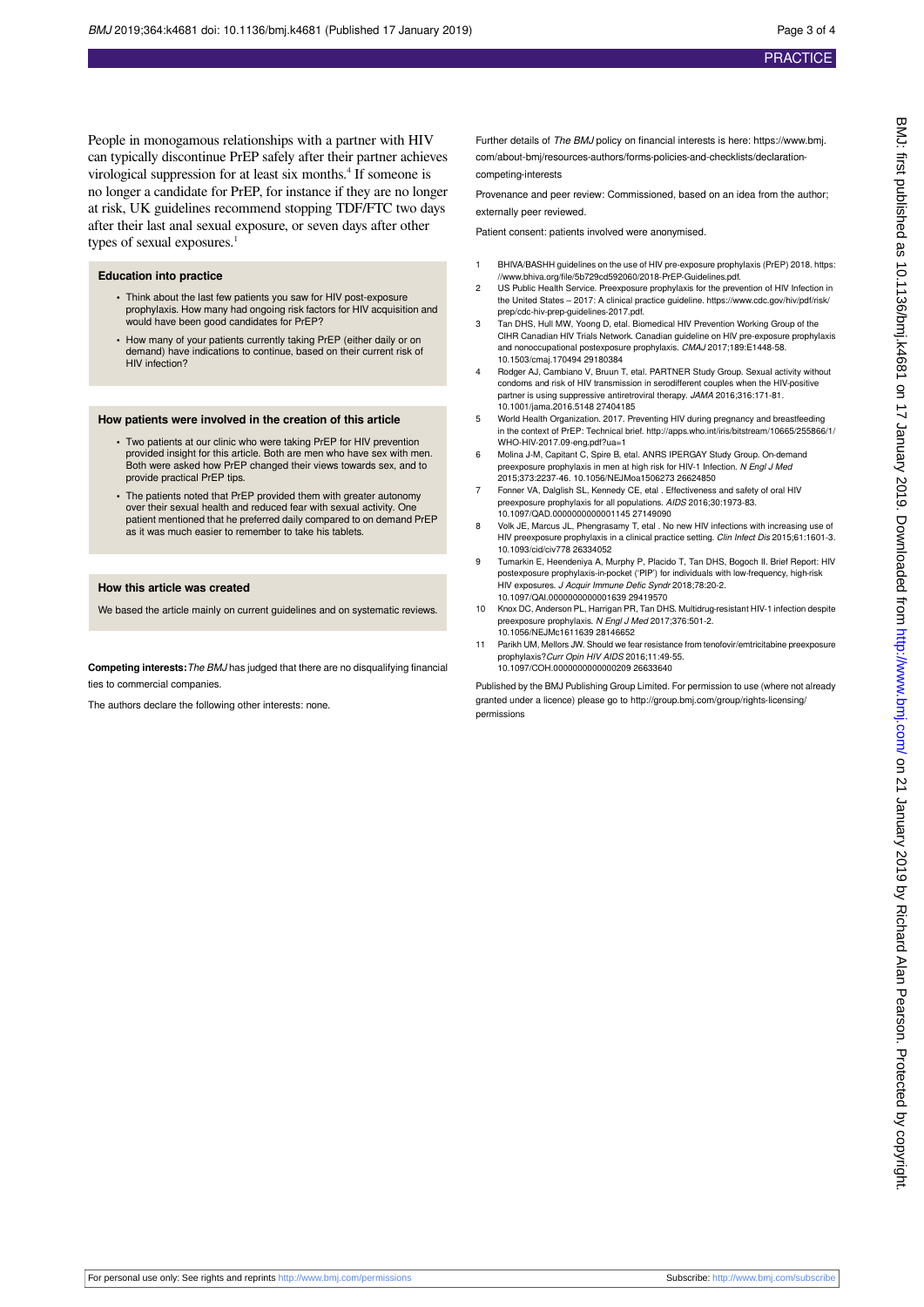People in monogamous relationships with a partner with HIV can typically discontinue PrEP safely after their partner achieves virological suppression for at least six months.[4] If someone is no longer a candidate for PrEP, for instance if they are no longer at risk, UK guidelines recommend stopping TDF/FTC two days after their last anal sexual exposure, or seven days after other types of sexual exposures.[1]

### Education into practice

- Think about the last few patients you saw for HIV post-exposure prophylaxis. How many had ongoing risk factors for HIV acquisition and would have been good candidates for PrEP?
- How many of your patients currently taking PrEP (either daily or on demand) have indications to continue, based on their current risk of HIV infection?

### How patients were involved in the creation of this article

- Two patients at our clinic who were taking PrEP for HIV prevention provided insight for this article. Both are men who have sex with men. Both were asked how PrEP changed their views towards sex, and to provide practical PrEP tips.
- The patients noted that PrEP provided them with greater autonomy over their sexual health and reduced fear with sexual activity. One patient mentioned that he preferred daily compared to on demand PrEP as it was much easier to remember to take his tablets.

### How this article was created

We based the article mainly on current guidelines and on systematic reviews.

**Competing interests:** *The BMJ* has judged that there are no disqualifying financial ties to commercial companies.

The authors declare the following other interests: none.

Further details of *The BMJ* policy on financial interests is here: https://www.bmj.com/about-bmj/resources-authors/forms-policies-and-checklists/declaration-competing-interests

Provenance and peer review: Commissioned, based on an idea from the author; externally peer reviewed.

Patient consent: patients involved were anonymised.

1. BHIVA/BASHH guidelines on the use of HIV pre-exposure prophylaxis (PrEP) 2018. https://www.bhiva.org/file/5b729cd592060/2018-PrEP-Guidelines.pdf.
2. US Public Health Service. Preexposure prophylaxis for the prevention of HIV Infection in the United States – 2017: A clinical practice guideline. https://www.cdc.gov/hiv/pdf/risk/prep/cdc-hiv-prep-guidelines-2017.pdf.
3. Tan DHS, Hull MW, Yoong D, etal. Biomedical HIV Prevention Working Group of the CIHR Canadian HIV Trials Network. Canadian guideline on HIV pre-exposure prophylaxis and nonoccupational postexposure prophylaxis. *CMAJ* 2017;189:E1448-58. 10.1503/cmaj.170494 29180384
4. Rodger AJ, Cambiano V, Bruun T, etal. PARTNER Study Group. Sexual activity without condoms and risk of HIV transmission in serodifferent couples when the HIV-positive partner is using suppressive antiretroviral therapy. *JAMA* 2016;316:171-81. 10.1001/jama.2016.5148 27404185
5. World Health Organization. 2017. Preventing HIV during pregnancy and breastfeeding in the context of PrEP: Technical brief. http://apps.who.int/iris/bitstream/10665/255866/1/WHO-HIV-2017.09-eng.pdf?ua=1
6. Molina J-M, Capitant C, Spire B, etal. ANRS IPERGAY Study Group. On-demand preexposure prophylaxis in men at high risk for HIV-1 Infection. *N Engl J Med* 2015;373:2237-46. 10.1056/NEJMoa1506273 26624850
7. Fonner VA, Dalglish SL, Kennedy CE, etal . Effectiveness and safety of oral HIV preexposure prophylaxis for all populations. *AIDS* 2016;30:1973-83. 10.1097/QAD.0000000000001145 27149090
8. Volk JE, Marcus JL, Phengrasamy T, etal . No new HIV infections with increasing use of HIV preexposure prophylaxis in a clinical practice setting. *Clin Infect Dis* 2015;61:1601-3. 10.1093/cid/civ778 26334052
9. Tumarkin E, Heendeniya A, Murphy P, Placido T, Tan DHS, Bogoch II. Brief Report: HIV postexposure prophylaxis-in-pocket ('PIP') for individuals with low-frequency, high-risk HIV exposures. *J Acquir Immune Defic Syndr* 2018;78:20-2. 10.1097/QAI.0000000000001639 29419570
10. Knox DC, Anderson PL, Harrigan PR, Tan DHS. Multidrug-resistant HIV-1 infection despite preexposure prophylaxis. *N Engl J Med* 2017;376:501-2. 10.1056/NEJMc1611639 28146652
11. Parikh UM, Mellors JW. Should we fear resistance from tenofovir/emtricitabine preexposure prophylaxis? *Curr Opin HIV AIDS* 2016;11:49-55. 10.1097/COH.0000000000000209 26633640

Published by the BMJ Publishing Group Limited. For permission to use (where not already granted under a licence) please go to http://group.bmj.com/group/rights-licensing/permissions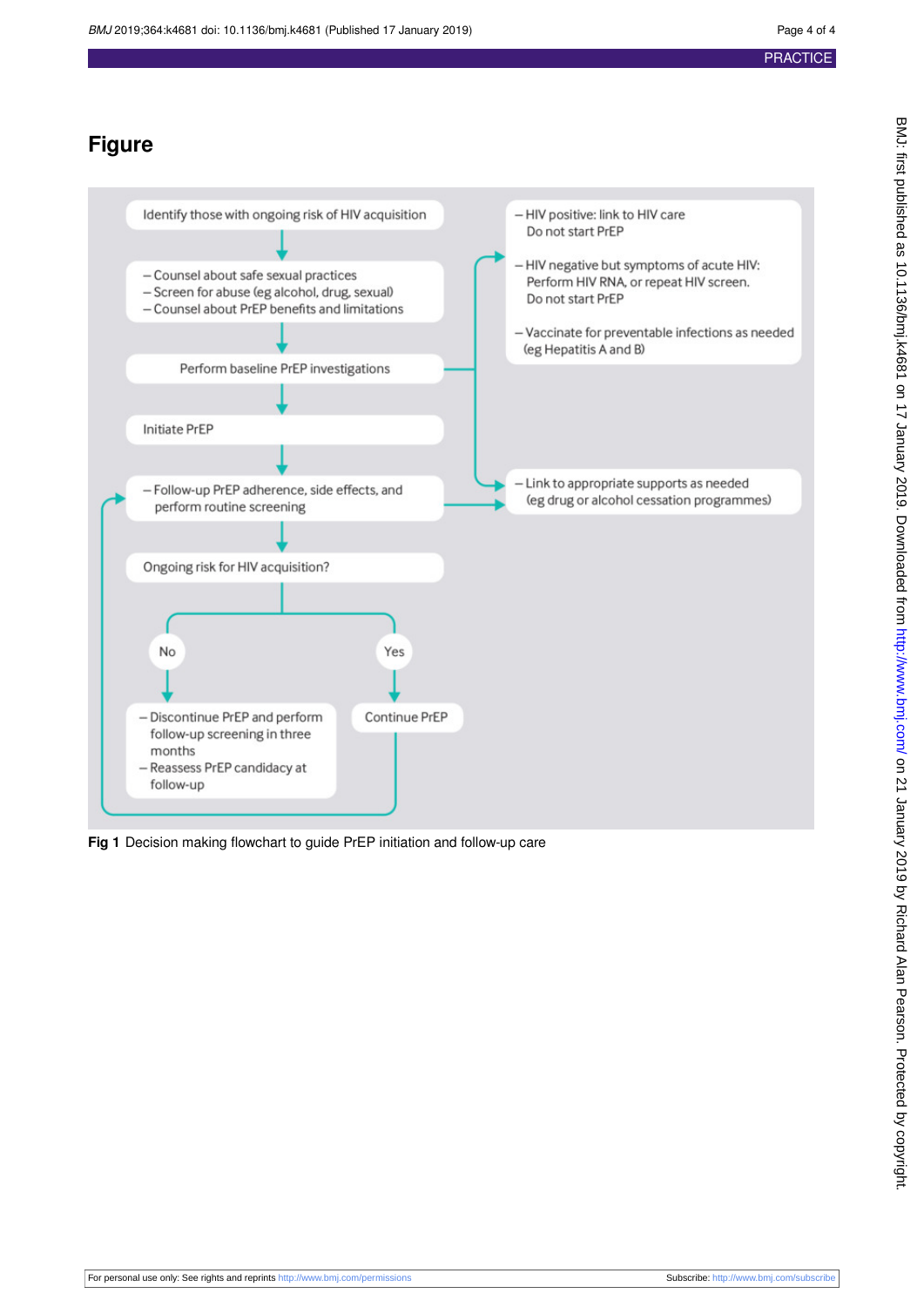# Figure

Identify those with ongoing risk of HIV acquisition

– Counsel about safe sexual practices
– Screen for abuse (eg alcohol, drug, sexual)
– Counsel about PrEP benefits and limitations

Perform baseline PrEP investigations

Initiate PrEP

– Follow-up PrEP adherence, side effects, and perform routine screening

Ongoing risk for HIV acquisition?

No

Yes

– Discontinue PrEP and perform follow-up screening in three months
– Reassess PrEP candidacy at follow-up

Continue PrEP

– HIV positive: link to HIV care
Do not start PrEP

– HIV negative but symptoms of acute HIV: Perform HIV RNA, or repeat HIV screen.
Do not start PrEP

– Vaccinate for preventable infections as needed (eg Hepatitis A and B)

– Link to appropriate supports as needed (eg drug or alcohol cessation programmes)

**Fig 1** Decision making flowchart to guide PrEP initiation and follow-up care